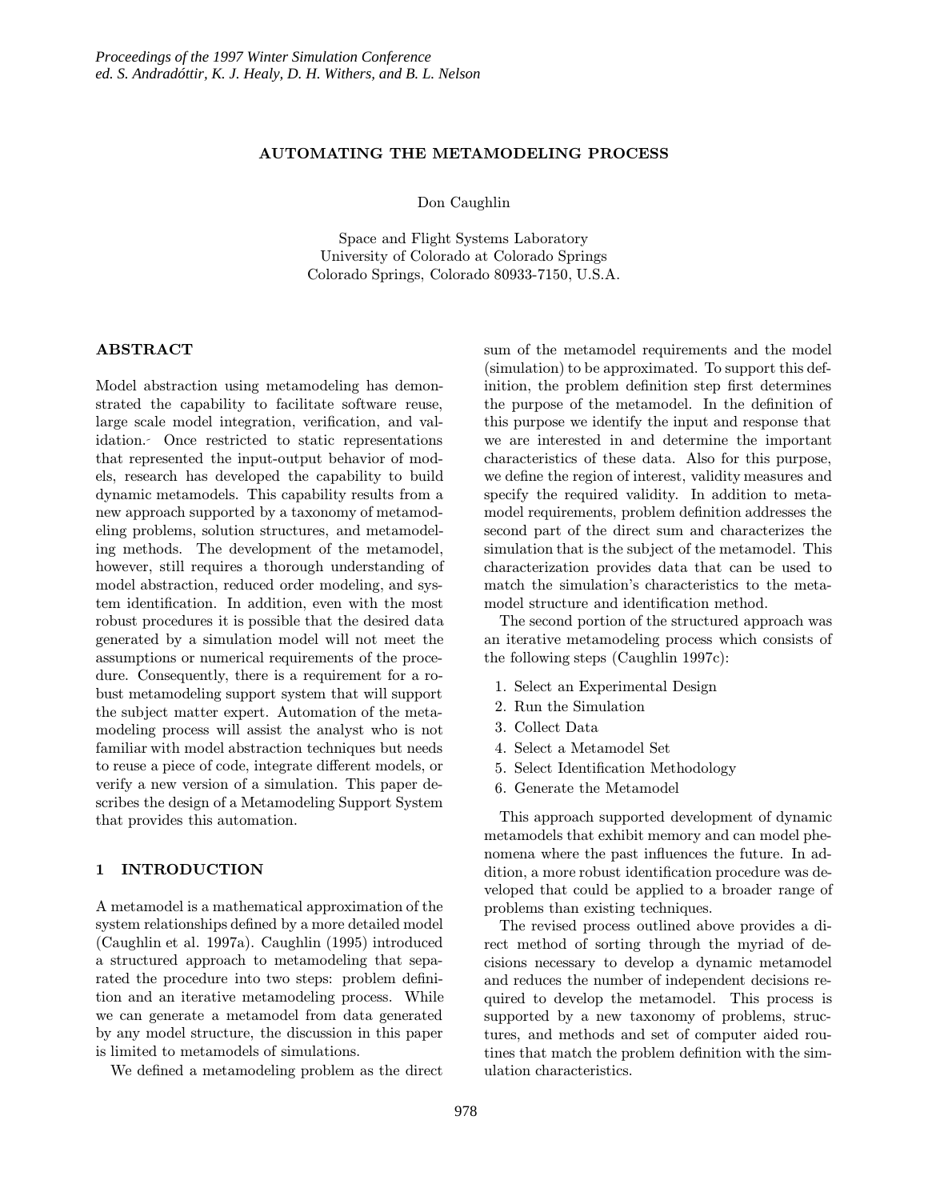*Proceedings of the 1997 Winter Simulation Conference*
*ed. S. Andradóttir, K. J. Healy, D. H. Withers, and B. L. Nelson*

# AUTOMATING THE METAMODELING PROCESS

Don Caughlin

Space and Flight Systems Laboratory
University of Colorado at Colorado Springs
Colorado Springs, Colorado 80933-7150, U.S.A.

## ABSTRACT

Model abstraction using metamodeling has demonstrated the capability to facilitate software reuse, large scale model integration, verification, and validation. Once restricted to static representations that represented the input-output behavior of models, research has developed the capability to build dynamic metamodels. This capability results from a new approach supported by a taxonomy of metamodeling problems, solution structures, and metamodeling methods. The development of the metamodel, however, still requires a thorough understanding of model abstraction, reduced order modeling, and system identification. In addition, even with the most robust procedures it is possible that the desired data generated by a simulation model will not meet the assumptions or numerical requirements of the procedure. Consequently, there is a requirement for a robust metamodeling support system that will support the subject matter expert. Automation of the metamodeling process will assist the analyst who is not familiar with model abstraction techniques but needs to reuse a piece of code, integrate different models, or verify a new version of a simulation. This paper describes the design of a Metamodeling Support System that provides this automation.

## 1 INTRODUCTION

A metamodel is a mathematical approximation of the system relationships defined by a more detailed model (Caughlin et al. 1997a). Caughlin (1995) introduced a structured approach to metamodeling that separated the procedure into two steps: problem definition and an iterative metamodeling process. While we can generate a metamodel from data generated by any model structure, the discussion in this paper is limited to metamodels of simulations.

We defined a metamodeling problem as the direct sum of the metamodel requirements and the model (simulation) to be approximated. To support this definition, the problem definition step first determines the purpose of the metamodel. In the definition of this purpose we identify the input and response that we are interested in and determine the important characteristics of these data. Also for this purpose, we define the region of interest, validity measures and specify the required validity. In addition to metamodel requirements, problem definition addresses the second part of the direct sum and characterizes the simulation that is the subject of the metamodel. This characterization provides data that can be used to match the simulation's characteristics to the metamodel structure and identification method.

The second portion of the structured approach was an iterative metamodeling process which consists of the following steps (Caughlin 1997c):

1. Select an Experimental Design
2. Run the Simulation
3. Collect Data
4. Select a Metamodel Set
5. Select Identification Methodology
6. Generate the Metamodel

This approach supported development of dynamic metamodels that exhibit memory and can model phenomena where the past influences the future. In addition, a more robust identification procedure was developed that could be applied to a broader range of problems than existing techniques.

The revised process outlined above provides a direct method of sorting through the myriad of decisions necessary to develop a dynamic metamodel and reduces the number of independent decisions required to develop the metamodel. This process is supported by a new taxonomy of problems, structures, and methods and set of computer aided routines that match the problem definition with the simulation characteristics.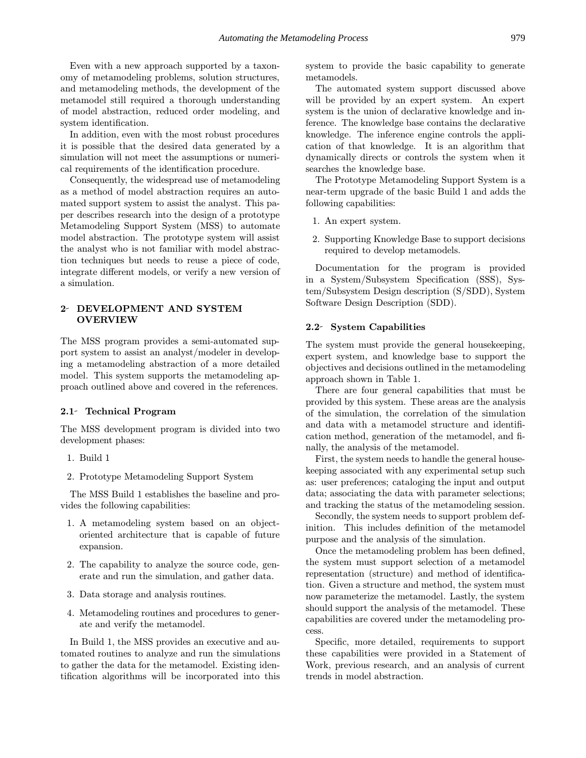Even with a new approach supported by a taxonomy of metamodeling problems, solution structures, and metamodeling methods, the development of the metamodel still required a thorough understanding of model abstraction, reduced order modeling, and system identification.

In addition, even with the most robust procedures it is possible that the desired data generated by a simulation will not meet the assumptions or numerical requirements of the identification procedure.

Consequently, the widespread use of metamodeling as a method of model abstraction requires an automated support system to assist the analyst. This paper describes research into the design of a prototype Metamodeling Support System (MSS) to automate model abstraction. The prototype system will assist the analyst who is not familiar with model abstraction techniques but needs to reuse a piece of code, integrate different models, or verify a new version of a simulation.

## 2- DEVELOPMENT AND SYSTEM OVERVIEW

The MSS program provides a semi-automated support system to assist an analyst/modeler in developing a metamodeling abstraction of a more detailed model. This system supports the metamodeling approach outlined above and covered in the references.

### 2.1- Technical Program

The MSS development program is divided into two development phases:

1. Build 1
2. Prototype Metamodeling Support System

The MSS Build 1 establishes the baseline and provides the following capabilities:

1. A metamodeling system based on an object-oriented architecture that is capable of future expansion.
2. The capability to analyze the source code, generate and run the simulation, and gather data.
3. Data storage and analysis routines.
4. Metamodeling routines and procedures to generate and verify the metamodel.

In Build 1, the MSS provides an executive and automated routines to analyze and run the simulations to gather the data for the metamodel. Existing identification algorithms will be incorporated into this system to provide the basic capability to generate metamodels.

The automated system support discussed above will be provided by an expert system. An expert system is the union of declarative knowledge and inference. The knowledge base contains the declarative knowledge. The inference engine controls the application of that knowledge. It is an algorithm that dynamically directs or controls the system when it searches the knowledge base.

The Prototype Metamodeling Support System is a near-term upgrade of the basic Build 1 and adds the following capabilities:

1. An expert system.
2. Supporting Knowledge Base to support decisions required to develop metamodels.

Documentation for the program is provided in a System/Subsystem Specification (SSS), System/Subsystem Design description (S/SDD), System Software Design Description (SDD).

### 2.2- System Capabilities

The system must provide the general housekeeping, expert system, and knowledge base to support the objectives and decisions outlined in the metamodeling approach shown in Table 1.

There are four general capabilities that must be provided by this system. These areas are the analysis of the simulation, the correlation of the simulation and data with a metamodel structure and identification method, generation of the metamodel, and finally, the analysis of the metamodel.

First, the system needs to handle the general housekeeping associated with any experimental setup such as: user preferences; cataloging the input and output data; associating the data with parameter selections; and tracking the status of the metamodeling session.

Secondly, the system needs to support problem definition. This includes definition of the metamodel purpose and the analysis of the simulation.

Once the metamodeling problem has been defined, the system must support selection of a metamodel representation (structure) and method of identification. Given a structure and method, the system must now parameterize the metamodel. Lastly, the system should support the analysis of the metamodel. These capabilities are covered under the metamodeling process.

Specific, more detailed, requirements to support these capabilities were provided in a Statement of Work, previous research, and an analysis of current trends in model abstraction.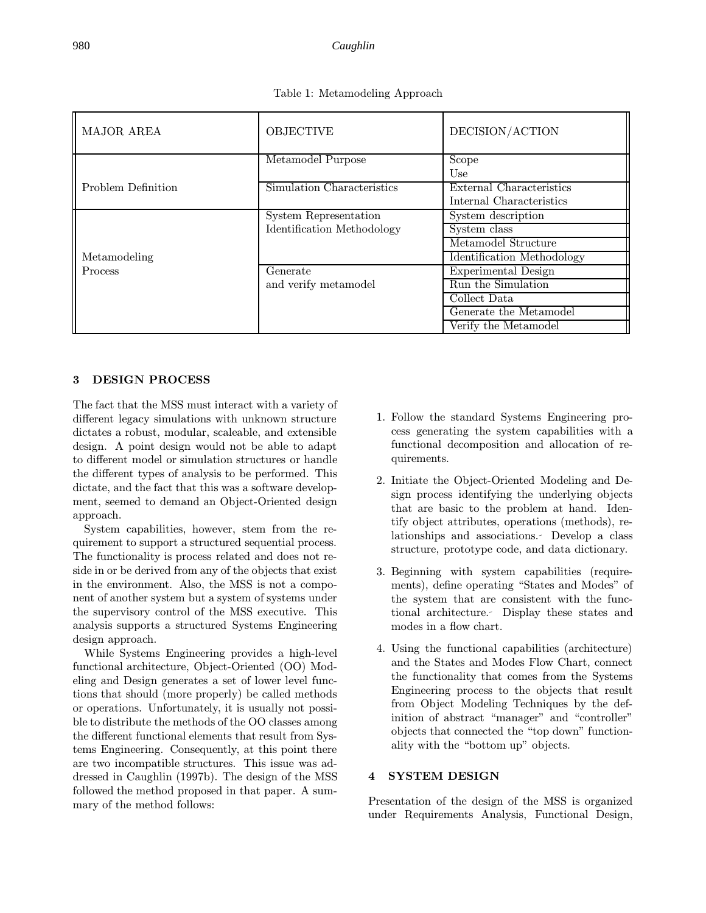Table 1: Metamodeling Approach

| MAJOR AREA | OBJECTIVE | DECISION/ACTION |
|---|---|---|
| Problem Definition | Metamodel Purpose | Scope<br>Use |
| | Simulation Characteristics | External Characteristics<br>Internal Characteristics |
| Metamodeling Process | System Representation Identification Methodology | System description |
| | | System class |
| | | Metamodel Structure |
| | | Identification Methodology |
| | Generate and verify metamodel | Experimental Design |
| | | Run the Simulation |
| | | Collect Data |
| | | Generate the Metamodel |
| | | Verify the Metamodel |

## 3 DESIGN PROCESS

The fact that the MSS must interact with a variety of different legacy simulations with unknown structure dictates a robust, modular, scaleable, and extensible design. A point design would not be able to adapt to different model or simulation structures or handle the different types of analysis to be performed. This dictate, and the fact that this was a software development, seemed to demand an Object-Oriented design approach.

System capabilities, however, stem from the requirement to support a structured sequential process. The functionality is process related and does not reside in or be derived from any of the objects that exist in the environment. Also, the MSS is not a component of another system but a system of systems under the supervisory control of the MSS executive. This analysis supports a structured Systems Engineering design approach.

While Systems Engineering provides a high-level functional architecture, Object-Oriented (OO) Modeling and Design generates a set of lower level functions that should (more properly) be called methods or operations. Unfortunately, it is usually not possible to distribute the methods of the OO classes among the different functional elements that result from Systems Engineering. Consequently, at this point there are two incompatible structures. This issue was addressed in Caughlin (1997b). The design of the MSS followed the method proposed in that paper. A summary of the method follows:

1. Follow the standard Systems Engineering process generating the system capabilities with a functional decomposition and allocation of requirements.
2. Initiate the Object-Oriented Modeling and Design process identifying the underlying objects that are basic to the problem at hand. Identify object attributes, operations (methods), relationships and associations. Develop a class structure, prototype code, and data dictionary.
3. Beginning with system capabilities (requirements), define operating "States and Modes" of the system that are consistent with the functional architecture. Display these states and modes in a flow chart.
4. Using the functional capabilities (architecture) and the States and Modes Flow Chart, connect the functionality that comes from the Systems Engineering process to the objects that result from Object Modeling Techniques by the definition of abstract "manager" and "controller" objects that connected the "top down" functionality with the "bottom up" objects.

## 4 SYSTEM DESIGN

Presentation of the design of the MSS is organized under Requirements Analysis, Functional Design,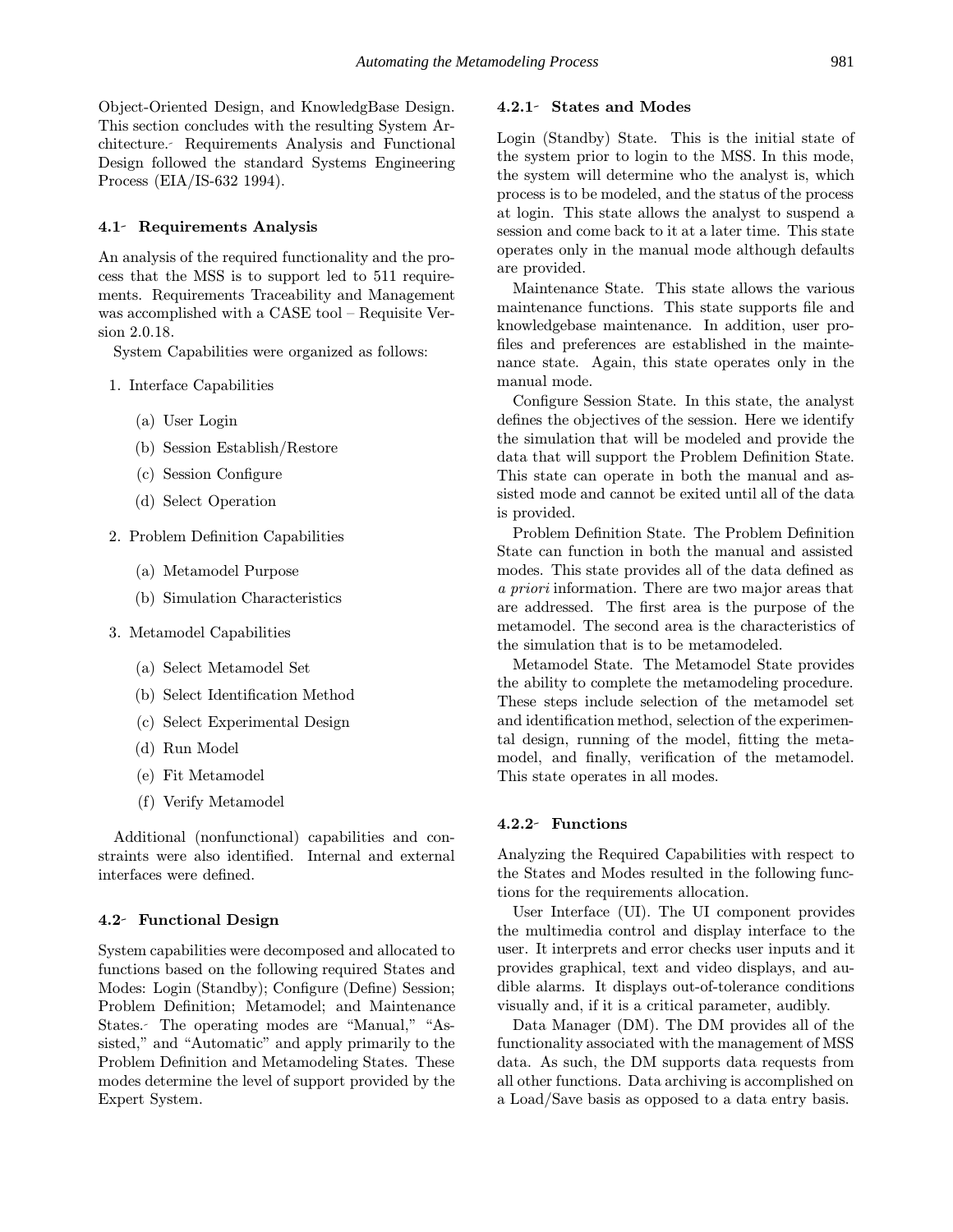Object-Oriented Design, and KnowledgBase Design. This section concludes with the resulting System Architecture.- Requirements Analysis and Functional Design followed the standard Systems Engineering Process (EIA/IS-632 1994).

### 4.1- Requirements Analysis

An analysis of the required functionality and the process that the MSS is to support led to 511 requirements. Requirements Traceability and Management was accomplished with a CASE tool – Requisite Version 2.0.18.

System Capabilities were organized as follows:

1. Interface Capabilities
   (a) User Login
   (b) Session Establish/Restore
   (c) Session Configure
   (d) Select Operation
2. Problem Definition Capabilities
   (a) Metamodel Purpose
   (b) Simulation Characteristics
3. Metamodel Capabilities
   (a) Select Metamodel Set
   (b) Select Identification Method
   (c) Select Experimental Design
   (d) Run Model
   (e) Fit Metamodel
   (f) Verify Metamodel

Additional (nonfunctional) capabilities and constraints were also identified. Internal and external interfaces were defined.

### 4.2- Functional Design

System capabilities were decomposed and allocated to functions based on the following required States and Modes: Login (Standby); Configure (Define) Session; Problem Definition; Metamodel; and Maintenance States.- The operating modes are "Manual," "Assisted," and "Automatic" and apply primarily to the Problem Definition and Metamodeling States. These modes determine the level of support provided by the Expert System.

#### 4.2.1- States and Modes

Login (Standby) State. This is the initial state of the system prior to login to the MSS. In this mode, the system will determine who the analyst is, which process is to be modeled, and the status of the process at login. This state allows the analyst to suspend a session and come back to it at a later time. This state operates only in the manual mode although defaults are provided.

Maintenance State. This state allows the various maintenance functions. This state supports file and knowledgebase maintenance. In addition, user profiles and preferences are established in the maintenance state. Again, this state operates only in the manual mode.

Configure Session State. In this state, the analyst defines the objectives of the session. Here we identify the simulation that will be modeled and provide the data that will support the Problem Definition State. This state can operate in both the manual and assisted mode and cannot be exited until all of the data is provided.

Problem Definition State. The Problem Definition State can function in both the manual and assisted modes. This state provides all of the data defined as *a priori* information. There are two major areas that are addressed. The first area is the purpose of the metamodel. The second area is the characteristics of the simulation that is to be metamodeled.

Metamodel State. The Metamodel State provides the ability to complete the metamodeling procedure. These steps include selection of the metamodel set and identification method, selection of the experimental design, running of the model, fitting the metamodel, and finally, verification of the metamodel. This state operates in all modes.

#### 4.2.2- Functions

Analyzing the Required Capabilities with respect to the States and Modes resulted in the following functions for the requirements allocation.

User Interface (UI). The UI component provides the multimedia control and display interface to the user. It interprets and error checks user inputs and it provides graphical, text and video displays, and audible alarms. It displays out-of-tolerance conditions visually and, if it is a critical parameter, audibly.

Data Manager (DM). The DM provides all of the functionality associated with the management of MSS data. As such, the DM supports data requests from all other functions. Data archiving is accomplished on a Load/Save basis as opposed to a data entry basis.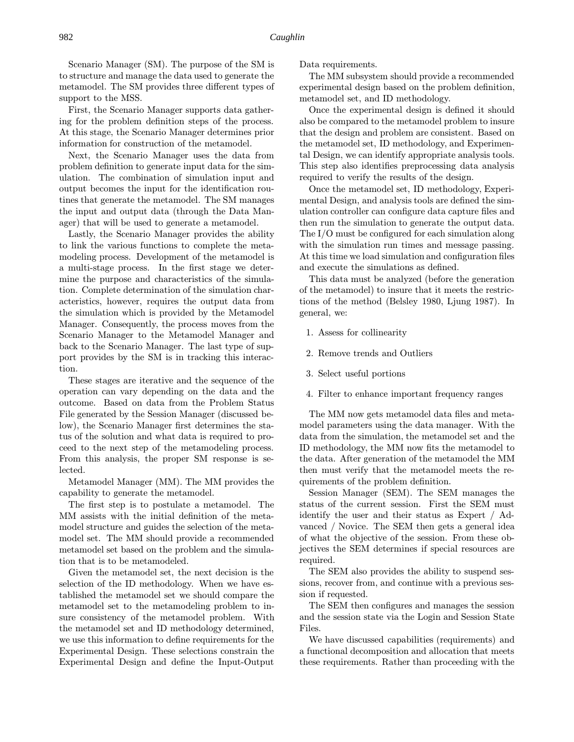Scenario Manager (SM). The purpose of the SM is to structure and manage the data used to generate the metamodel. The SM provides three different types of support to the MSS.

First, the Scenario Manager supports data gathering for the problem definition steps of the process. At this stage, the Scenario Manager determines prior information for construction of the metamodel.

Next, the Scenario Manager uses the data from problem definition to generate input data for the simulation. The combination of simulation input and output becomes the input for the identification routines that generate the metamodel. The SM manages the input and output data (through the Data Manager) that will be used to generate a metamodel.

Lastly, the Scenario Manager provides the ability to link the various functions to complete the metamodeling process. Development of the metamodel is a multi-stage process. In the first stage we determine the purpose and characteristics of the simulation. Complete determination of the simulation characteristics, however, requires the output data from the simulation which is provided by the Metamodel Manager. Consequently, the process moves from the Scenario Manager to the Metamodel Manager and back to the Scenario Manager. The last type of support provides by the SM is in tracking this interaction.

These stages are iterative and the sequence of the operation can vary depending on the data and the outcome. Based on data from the Problem Status File generated by the Session Manager (discussed below), the Scenario Manager first determines the status of the solution and what data is required to proceed to the next step of the metamodeling process. From this analysis, the proper SM response is selected.

Metamodel Manager (MM). The MM provides the capability to generate the metamodel.

The first step is to postulate a metamodel. The MM assists with the initial definition of the metamodel structure and guides the selection of the metamodel set. The MM should provide a recommended metamodel set based on the problem and the simulation that is to be metamodeled.

Given the metamodel set, the next decision is the selection of the ID methodology. When we have established the metamodel set we should compare the metamodel set to the metamodeling problem to insure consistency of the metamodel problem. With the metamodel set and ID methodology determined, we use this information to define requirements for the Experimental Design. These selections constrain the Experimental Design and define the Input-Output Data requirements.

The MM subsystem should provide a recommended experimental design based on the problem definition, metamodel set, and ID methodology.

Once the experimental design is defined it should also be compared to the metamodel problem to insure that the design and problem are consistent. Based on the metamodel set, ID methodology, and Experimental Design, we can identify appropriate analysis tools. This step also identifies preprocessing data analysis required to verify the results of the design.

Once the metamodel set, ID methodology, Experimental Design, and analysis tools are defined the simulation controller can configure data capture files and then run the simulation to generate the output data. The I/O must be configured for each simulation along with the simulation run times and message passing. At this time we load simulation and configuration files and execute the simulations as defined.

This data must be analyzed (before the generation of the metamodel) to insure that it meets the restrictions of the method (Belsley 1980, Ljung 1987). In general, we:

1. Assess for collinearity
2. Remove trends and Outliers
3. Select useful portions
4. Filter to enhance important frequency ranges

The MM now gets metamodel data files and metamodel parameters using the data manager. With the data from the simulation, the metamodel set and the ID methodology, the MM now fits the metamodel to the data. After generation of the metamodel the MM then must verify that the metamodel meets the requirements of the problem definition.

Session Manager (SEM). The SEM manages the status of the current session. First the SEM must identify the user and their status as Expert / Advanced / Novice. The SEM then gets a general idea of what the objective of the session. From these objectives the SEM determines if special resources are required.

The SEM also provides the ability to suspend sessions, recover from, and continue with a previous session if requested.

The SEM then configures and manages the session and the session state via the Login and Session State Files.

We have discussed capabilities (requirements) and a functional decomposition and allocation that meets these requirements. Rather than proceeding with the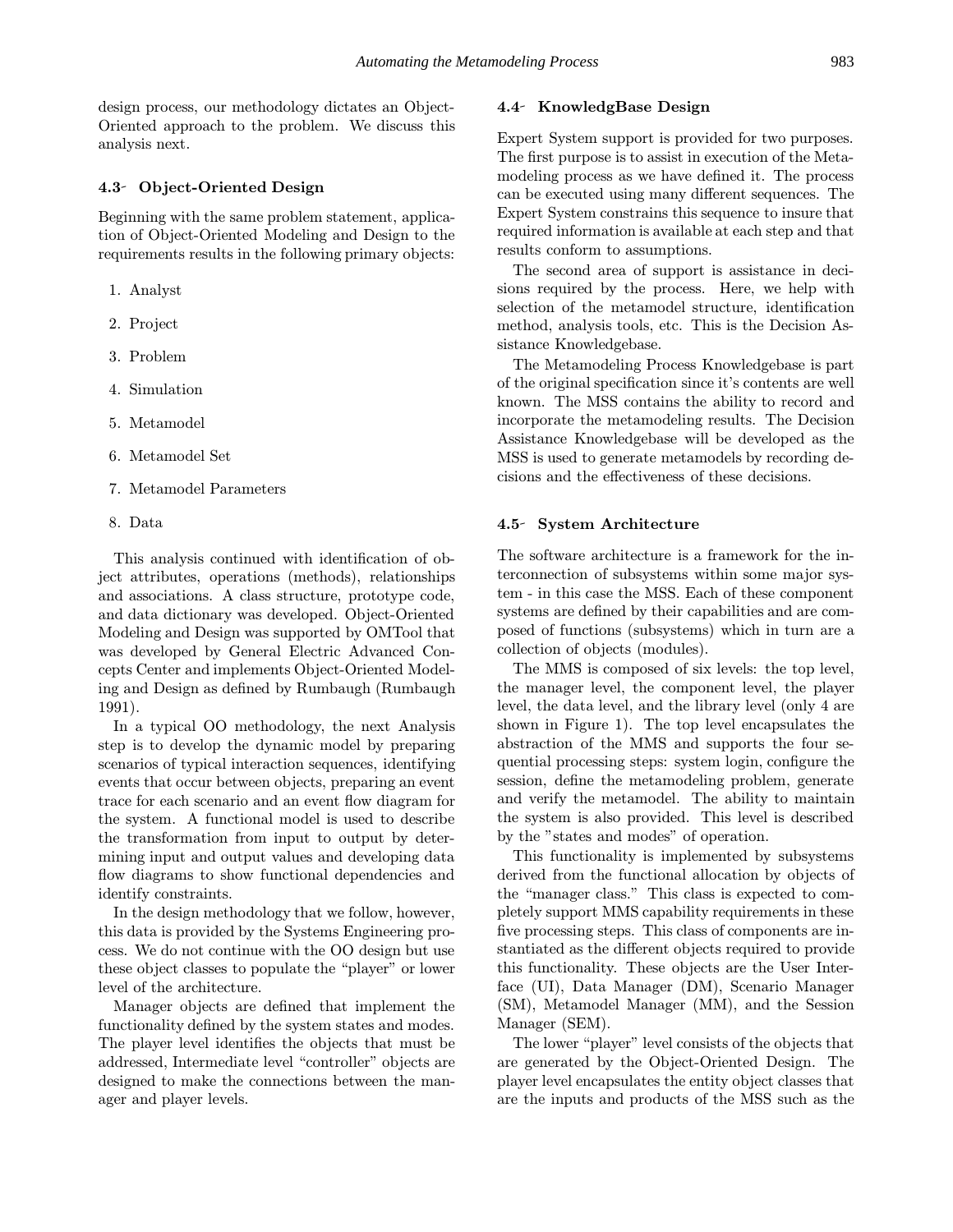design process, our methodology dictates an Object-Oriented approach to the problem. We discuss this analysis next.

### 4.3- Object-Oriented Design

Beginning with the same problem statement, application of Object-Oriented Modeling and Design to the requirements results in the following primary objects:

1. Analyst
2. Project
3. Problem
4. Simulation
5. Metamodel
6. Metamodel Set
7. Metamodel Parameters
8. Data

This analysis continued with identification of object attributes, operations (methods), relationships and associations. A class structure, prototype code, and data dictionary was developed. Object-Oriented Modeling and Design was supported by OMTool that was developed by General Electric Advanced Concepts Center and implements Object-Oriented Modeling and Design as defined by Rumbaugh (Rumbaugh 1991).

In a typical OO methodology, the next Analysis step is to develop the dynamic model by preparing scenarios of typical interaction sequences, identifying events that occur between objects, preparing an event trace for each scenario and an event flow diagram for the system. A functional model is used to describe the transformation from input to output by determining input and output values and developing data flow diagrams to show functional dependencies and identify constraints.

In the design methodology that we follow, however, this data is provided by the Systems Engineering process. We do not continue with the OO design but use these object classes to populate the "player" or lower level of the architecture.

Manager objects are defined that implement the functionality defined by the system states and modes. The player level identifies the objects that must be addressed, Intermediate level "controller" objects are designed to make the connections between the manager and player levels.

### 4.4- KnowledgBase Design

Expert System support is provided for two purposes. The first purpose is to assist in execution of the Metamodeling process as we have defined it. The process can be executed using many different sequences. The Expert System constrains this sequence to insure that required information is available at each step and that results conform to assumptions.

The second area of support is assistance in decisions required by the process. Here, we help with selection of the metamodel structure, identification method, analysis tools, etc. This is the Decision Assistance Knowledgebase.

The Metamodeling Process Knowledgebase is part of the original specification since it's contents are well known. The MSS contains the ability to record and incorporate the metamodeling results. The Decision Assistance Knowledgebase will be developed as the MSS is used to generate metamodels by recording decisions and the effectiveness of these decisions.

### 4.5- System Architecture

The software architecture is a framework for the interconnection of subsystems within some major system - in this case the MSS. Each of these component systems are defined by their capabilities and are composed of functions (subsystems) which in turn are a collection of objects (modules).

The MMS is composed of six levels: the top level, the manager level, the component level, the player level, the data level, and the library level (only 4 are shown in Figure 1). The top level encapsulates the abstraction of the MMS and supports the four sequential processing steps: system login, configure the session, define the metamodeling problem, generate and verify the metamodel. The ability to maintain the system is also provided. This level is described by the "states and modes" of operation.

This functionality is implemented by subsystems derived from the functional allocation by objects of the "manager class." This class is expected to completely support MMS capability requirements in these five processing steps. This class of components are instantiated as the different objects required to provide this functionality. These objects are the User Interface (UI), Data Manager (DM), Scenario Manager (SM), Metamodel Manager (MM), and the Session Manager (SEM).

The lower "player" level consists of the objects that are generated by the Object-Oriented Design. The player level encapsulates the entity object classes that are the inputs and products of the MSS such as the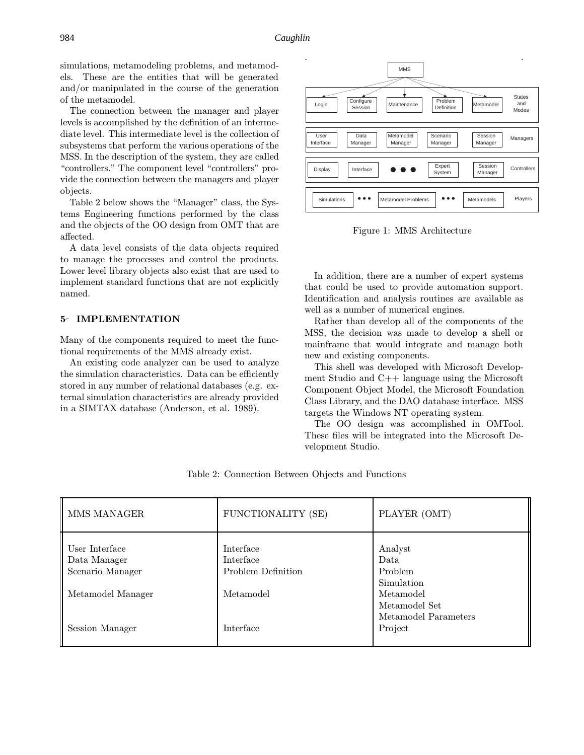simulations, metamodeling problems, and metamodels. These are the entities that will be generated and/or manipulated in the course of the generation of the metamodel.

The connection between the manager and player levels is accomplished by the definition of an intermediate level. This intermediate level is the collection of subsystems that perform the various operations of the MSS. In the description of the system, they are called "controllers." The component level "controllers" provide the connection between the managers and player objects.

Table 2 below shows the "Manager" class, the Systems Engineering functions performed by the class and the objects of the OO design from OMT that are affected.

A data level consists of the data objects required to manage the processes and control the products. Lower level library objects also exist that are used to implement standard functions that are not explicitly named.

## 5 IMPLEMENTATION

Many of the components required to meet the functional requirements of the MMS already exist.

An existing code analyzer can be used to analyze the simulation characteristics. Data can be efficiently stored in any number of relational databases (e.g. external simulation characteristics are already provided in a SIMTAX database (Anderson, et al. 1989).

Figure 1: MMS Architecture

In addition, there are a number of expert systems that could be used to provide automation support. Identification and analysis routines are available as well as a number of numerical engines.

Rather than develop all of the components of the MSS, the decision was made to develop a shell or mainframe that would integrate and manage both new and existing components.

This shell was developed with Microsoft Development Studio and C++ language using the Microsoft Component Object Model, the Microsoft Foundation Class Library, and the DAO database interface. MSS targets the Windows NT operating system.

The OO design was accomplished in OMTool. These files will be integrated into the Microsoft Development Studio.

Table 2: Connection Between Objects and Functions

| MMS MANAGER | FUNCTIONALITY (SE) | PLAYER (OMT) |
|---|---|---|
| User Interface | Interface | Analyst |
| Data Manager | Interface | Data |
| Scenario Manager | Problem Definition | Problem<br>Simulation |
| Metamodel Manager | Metamodel | Metamodel<br>Metamodel Set<br>Metamodel Parameters |
| Session Manager | Interface | Project |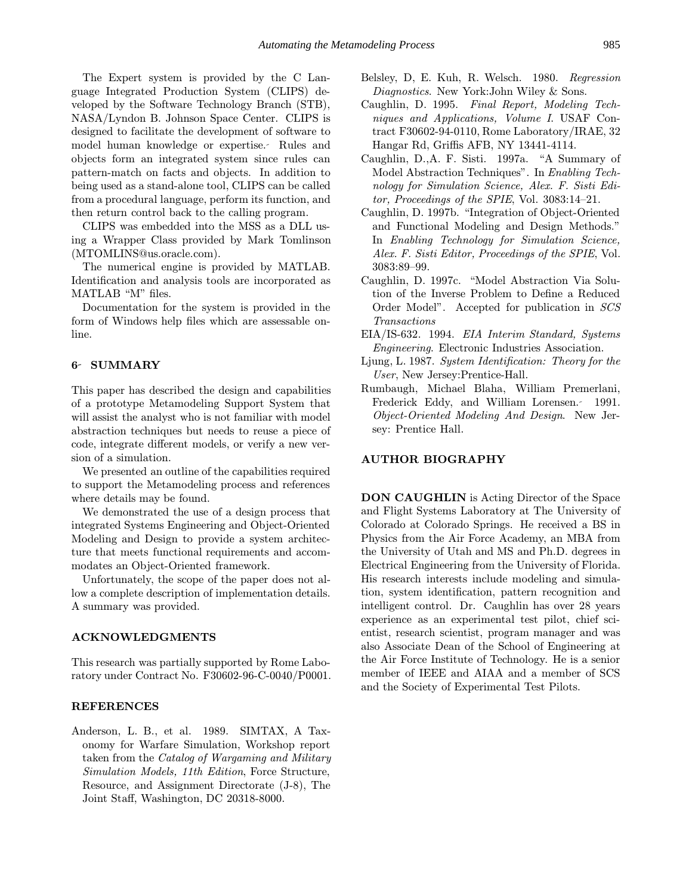The Expert system is provided by the C Language Integrated Production System (CLIPS) developed by the Software Technology Branch (STB), NASA/Lyndon B. Johnson Space Center. CLIPS is designed to facilitate the development of software to model human knowledge or expertise. Rules and objects form an integrated system since rules can pattern-match on facts and objects. In addition to being used as a stand-alone tool, CLIPS can be called from a procedural language, perform its function, and then return control back to the calling program.

CLIPS was embedded into the MSS as a DLL using a Wrapper Class provided by Mark Tomlinson (MTOMLINS@us.oracle.com).

The numerical engine is provided by MATLAB. Identification and analysis tools are incorporated as MATLAB "M" files.

Documentation for the system is provided in the form of Windows help files which are assessable online.

## 6 SUMMARY

This paper has described the design and capabilities of a prototype Metamodeling Support System that will assist the analyst who is not familiar with model abstraction techniques but needs to reuse a piece of code, integrate different models, or verify a new version of a simulation.

We presented an outline of the capabilities required to support the Metamodeling process and references where details may be found.

We demonstrated the use of a design process that integrated Systems Engineering and Object-Oriented Modeling and Design to provide a system architecture that meets functional requirements and accommodates an Object-Oriented framework.

Unfortunately, the scope of the paper does not allow a complete description of implementation details. A summary was provided.

## ACKNOWLEDGMENTS

This research was partially supported by Rome Laboratory under Contract No. F30602-96-C-0040/P0001.

## REFERENCES

Anderson, L. B., et al. 1989. SIMTAX, A Taxonomy for Warfare Simulation, Workshop report taken from the *Catalog of Wargaming and Military Simulation Models, 11th Edition*, Force Structure, Resource, and Assignment Directorate (J-8), The Joint Staff, Washington, DC 20318-8000.

Belsley, D, E. Kuh, R. Welsch. 1980. *Regression Diagnostics*. New York:John Wiley & Sons.

Caughlin, D. 1995. *Final Report, Modeling Techniques and Applications, Volume I*. USAF Contract F30602-94-0110, Rome Laboratory/IRAE, 32 Hangar Rd, Griffis AFB, NY 13441-4114.

Caughlin, D.,A. F. Sisti. 1997a. "A Summary of Model Abstraction Techniques". In *Enabling Technology for Simulation Science, Alex. F. Sisti Editor, Proceedings of the SPIE*, Vol. 3083:14–21.

Caughlin, D. 1997b. "Integration of Object-Oriented and Functional Modeling and Design Methods." In *Enabling Technology for Simulation Science, Alex. F. Sisti Editor, Proceedings of the SPIE*, Vol. 3083:89–99.

Caughlin, D. 1997c. "Model Abstraction Via Solution of the Inverse Problem to Define a Reduced Order Model". Accepted for publication in *SCS Transactions*

EIA/IS-632. 1994. *EIA Interim Standard, Systems Engineering*. Electronic Industries Association.

Ljung, L. 1987. *System Identification: Theory for the User*, New Jersey:Prentice-Hall.

Rumbaugh, Michael Blaha, William Premerlani, Frederick Eddy, and William Lorensen. 1991. *Object-Oriented Modeling And Design*. New Jersey: Prentice Hall.

## AUTHOR BIOGRAPHY

**DON CAUGHLIN** is Acting Director of the Space and Flight Systems Laboratory at The University of Colorado at Colorado Springs. He received a BS in Physics from the Air Force Academy, an MBA from the University of Utah and MS and Ph.D. degrees in Electrical Engineering from the University of Florida. His research interests include modeling and simulation, system identification, pattern recognition and intelligent control. Dr. Caughlin has over 28 years experience as an experimental test pilot, chief scientist, research scientist, program manager and was also Associate Dean of the School of Engineering at the Air Force Institute of Technology. He is a senior member of IEEE and AIAA and a member of SCS and the Society of Experimental Test Pilots.